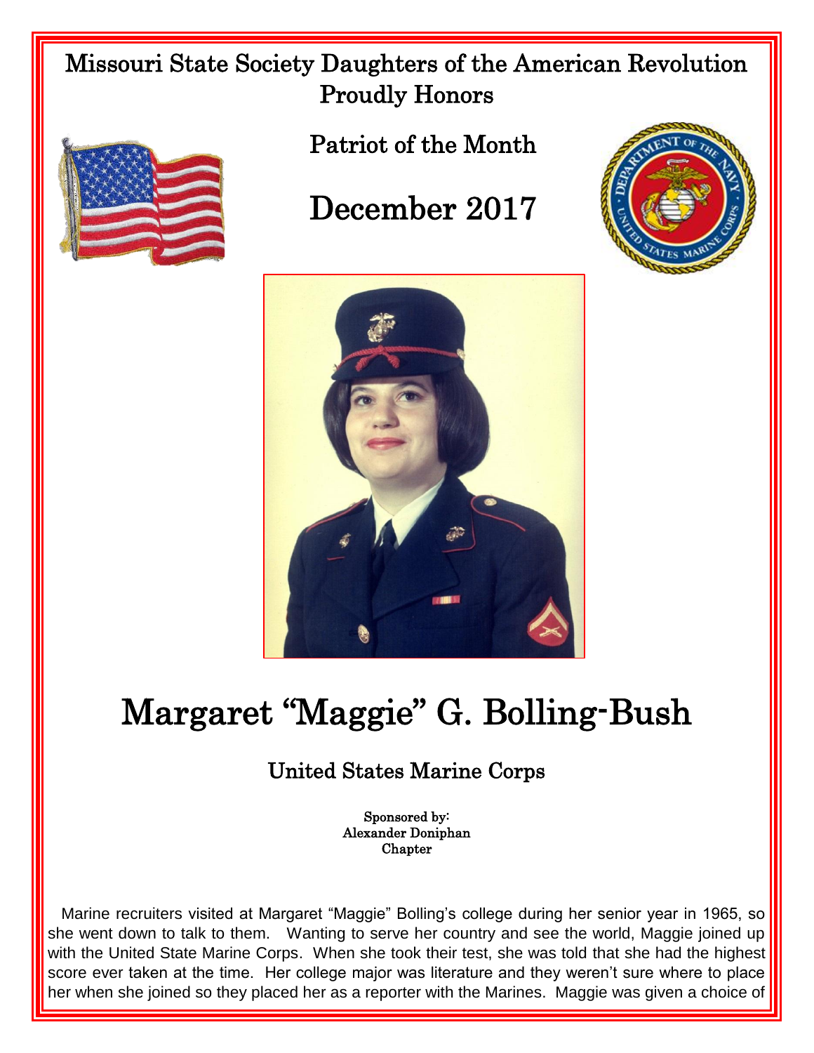Missouri State Society Daughters of the American Revolution
Proudly Honors

Patriot of the Month

# December 2017

# Margaret "Maggie" G. Bolling-Bush

## United States Marine Corps

Sponsored by:
Alexander Doniphan
Chapter

Marine recruiters visited at Margaret "Maggie" Bolling's college during her senior year in 1965, so she went down to talk to them. Wanting to serve her country and see the world, Maggie joined up with the United State Marine Corps. When she took their test, she was told that she had the highest score ever taken at the time. Her college major was literature and they weren't sure where to place her when she joined so they placed her as a reporter with the Marines. Maggie was given a choice of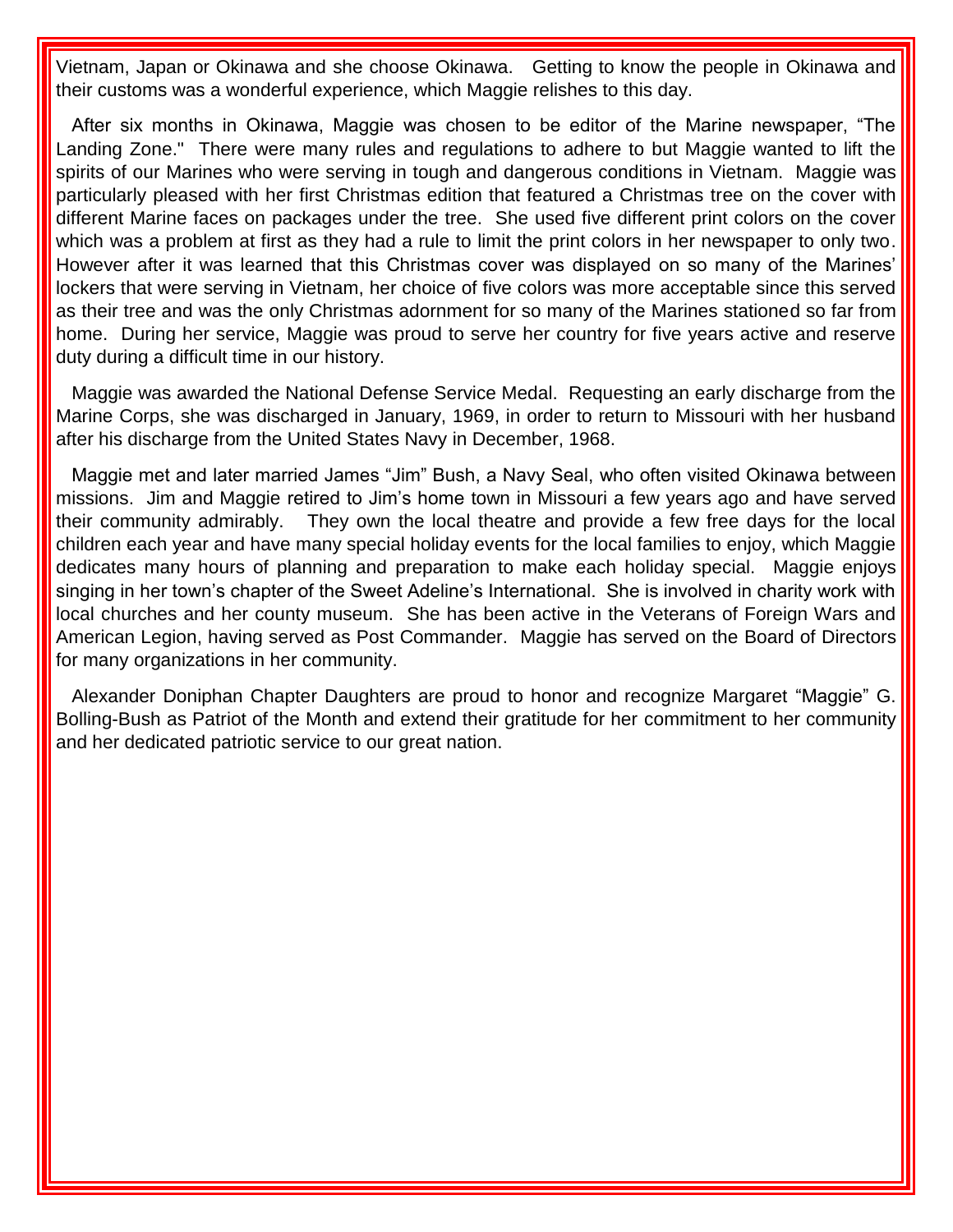Vietnam, Japan or Okinawa and she choose Okinawa. Getting to know the people in Okinawa and their customs was a wonderful experience, which Maggie relishes to this day.

After six months in Okinawa, Maggie was chosen to be editor of the Marine newspaper, "The Landing Zone." There were many rules and regulations to adhere to but Maggie wanted to lift the spirits of our Marines who were serving in tough and dangerous conditions in Vietnam. Maggie was particularly pleased with her first Christmas edition that featured a Christmas tree on the cover with different Marine faces on packages under the tree. She used five different print colors on the cover which was a problem at first as they had a rule to limit the print colors in her newspaper to only two. However after it was learned that this Christmas cover was displayed on so many of the Marines' lockers that were serving in Vietnam, her choice of five colors was more acceptable since this served as their tree and was the only Christmas adornment for so many of the Marines stationed so far from home. During her service, Maggie was proud to serve her country for five years active and reserve duty during a difficult time in our history.

Maggie was awarded the National Defense Service Medal. Requesting an early discharge from the Marine Corps, she was discharged in January, 1969, in order to return to Missouri with her husband after his discharge from the United States Navy in December, 1968.

Maggie met and later married James "Jim" Bush, a Navy Seal, who often visited Okinawa between missions. Jim and Maggie retired to Jim's home town in Missouri a few years ago and have served their community admirably. They own the local theatre and provide a few free days for the local children each year and have many special holiday events for the local families to enjoy, which Maggie dedicates many hours of planning and preparation to make each holiday special. Maggie enjoys singing in her town's chapter of the Sweet Adeline's International. She is involved in charity work with local churches and her county museum. She has been active in the Veterans of Foreign Wars and American Legion, having served as Post Commander. Maggie has served on the Board of Directors for many organizations in her community.

Alexander Doniphan Chapter Daughters are proud to honor and recognize Margaret "Maggie" G. Bolling-Bush as Patriot of the Month and extend their gratitude for her commitment to her community and her dedicated patriotic service to our great nation.